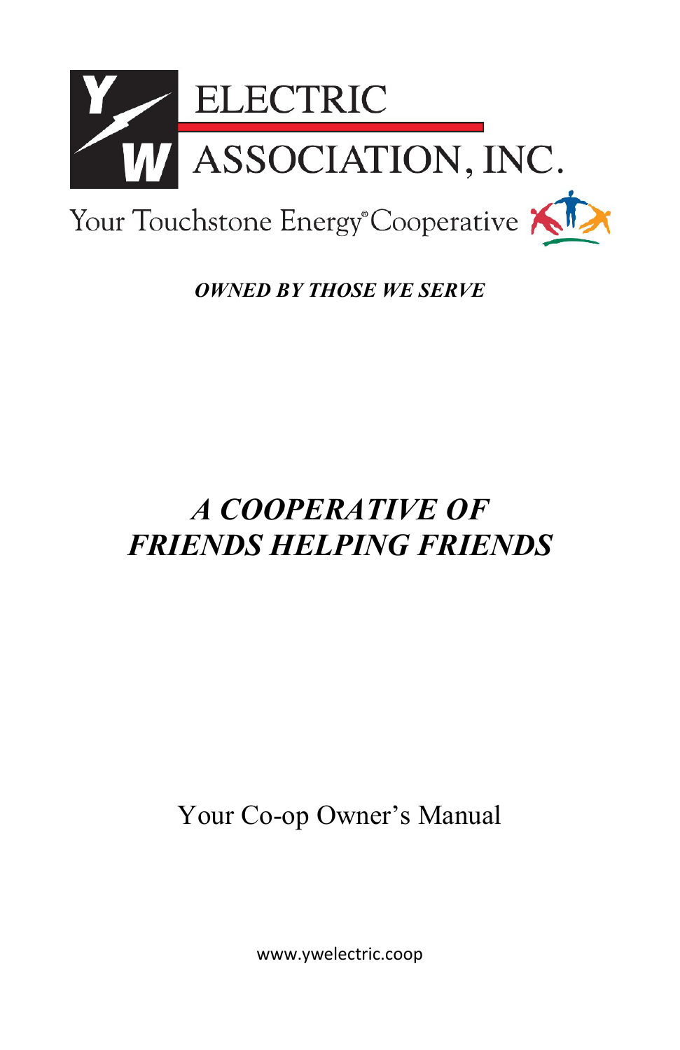# Y W ELECTRIC ASSOCIATION, INC.

Your Touchstone Energy® Cooperative

***OWNED BY THOSE WE SERVE***

## *A COOPERATIVE OF FRIENDS HELPING FRIENDS*

Your Co-op Owner's Manual

www.ywelectric.coop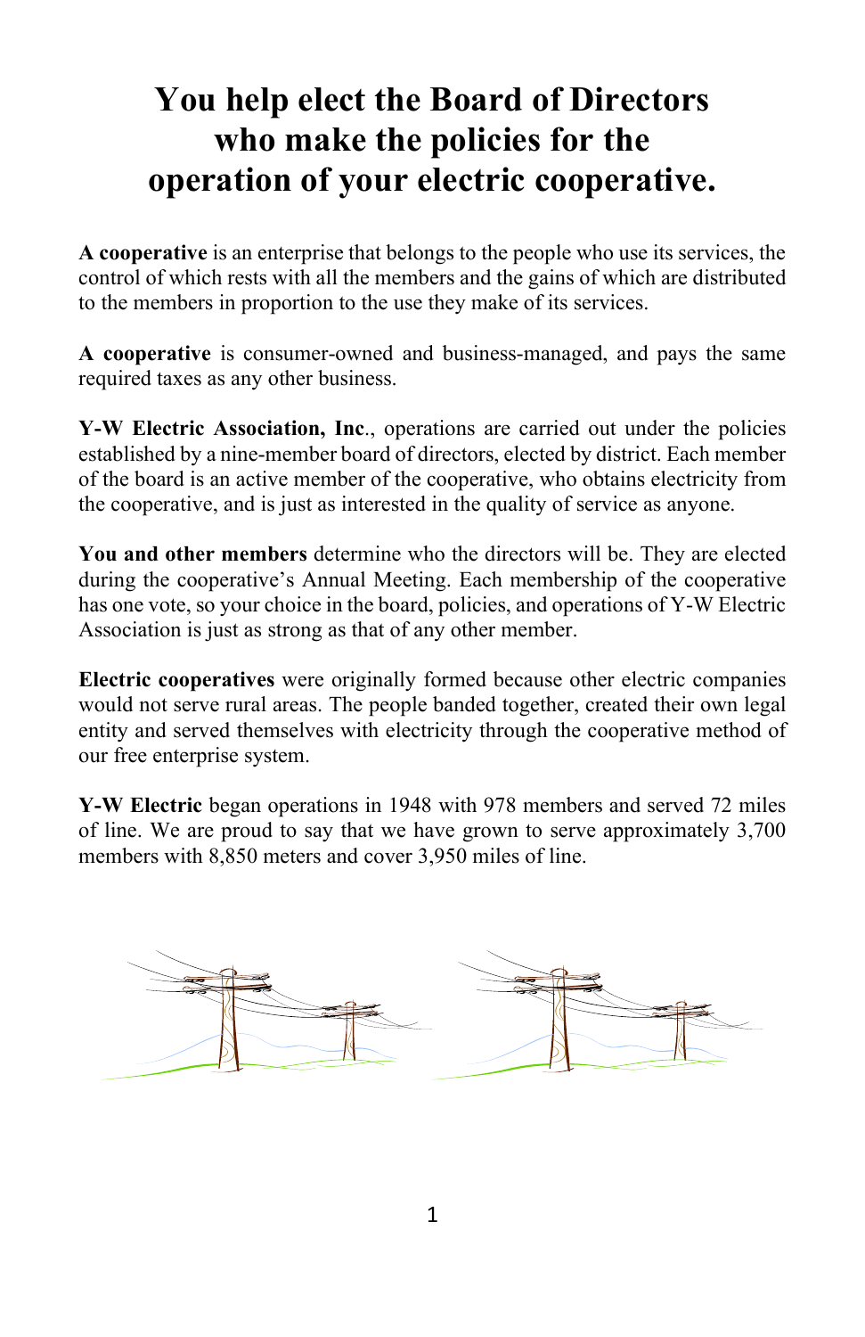# You help elect the Board of Directors who make the policies for the operation of your electric cooperative.

**A cooperative** is an enterprise that belongs to the people who use its services, the control of which rests with all the members and the gains of which are distributed to the members in proportion to the use they make of its services.

**A cooperative** is consumer-owned and business-managed, and pays the same required taxes as any other business.

**Y-W Electric Association, Inc**., operations are carried out under the policies established by a nine-member board of directors, elected by district. Each member of the board is an active member of the cooperative, who obtains electricity from the cooperative, and is just as interested in the quality of service as anyone.

**You and other members** determine who the directors will be. They are elected during the cooperative's Annual Meeting. Each membership of the cooperative has one vote, so your choice in the board, policies, and operations of Y-W Electric Association is just as strong as that of any other member.

**Electric cooperatives** were originally formed because other electric companies would not serve rural areas. The people banded together, created their own legal entity and served themselves with electricity through the cooperative method of our free enterprise system.

**Y-W Electric** began operations in 1948 with 978 members and served 72 miles of line. We are proud to say that we have grown to serve approximately 3,700 members with 8,850 meters and cover 3,950 miles of line.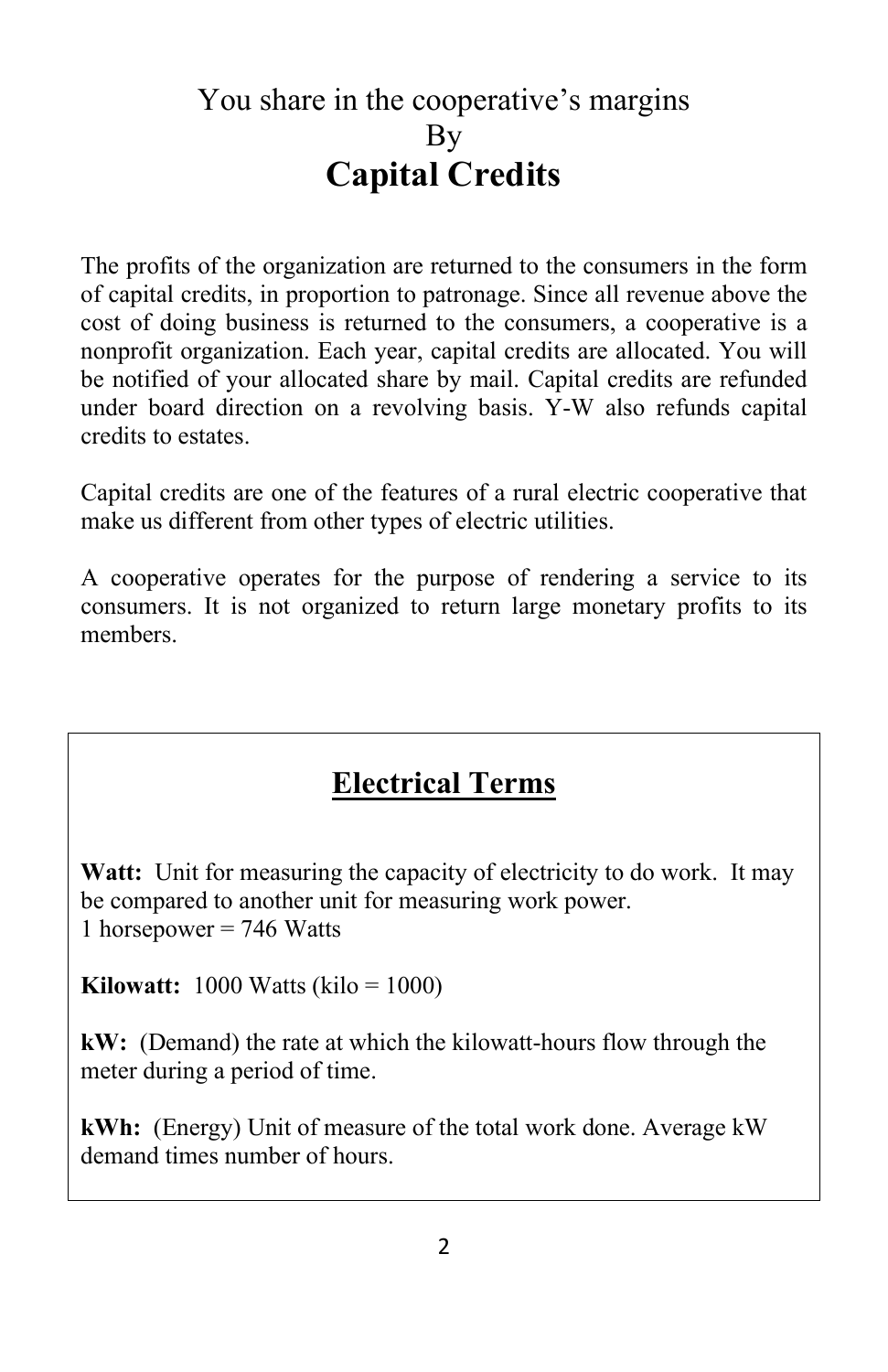# You share in the cooperative's margins
# By
# **Capital Credits**

The profits of the organization are returned to the consumers in the form of capital credits, in proportion to patronage. Since all revenue above the cost of doing business is returned to the consumers, a cooperative is a nonprofit organization. Each year, capital credits are allocated. You will be notified of your allocated share by mail. Capital credits are refunded under board direction on a revolving basis. Y-W also refunds capital credits to estates.

Capital credits are one of the features of a rural electric cooperative that make us different from other types of electric utilities.

A cooperative operates for the purpose of rendering a service to its consumers. It is not organized to return large monetary profits to its members.

## Electrical Terms

**Watt:** Unit for measuring the capacity of electricity to do work. It may be compared to another unit for measuring work power.
1 horsepower = 746 Watts

**Kilowatt:** 1000 Watts (kilo = 1000)

**kW:** (Demand) the rate at which the kilowatt-hours flow through the meter during a period of time.

**kWh:** (Energy) Unit of measure of the total work done. Average kW demand times number of hours.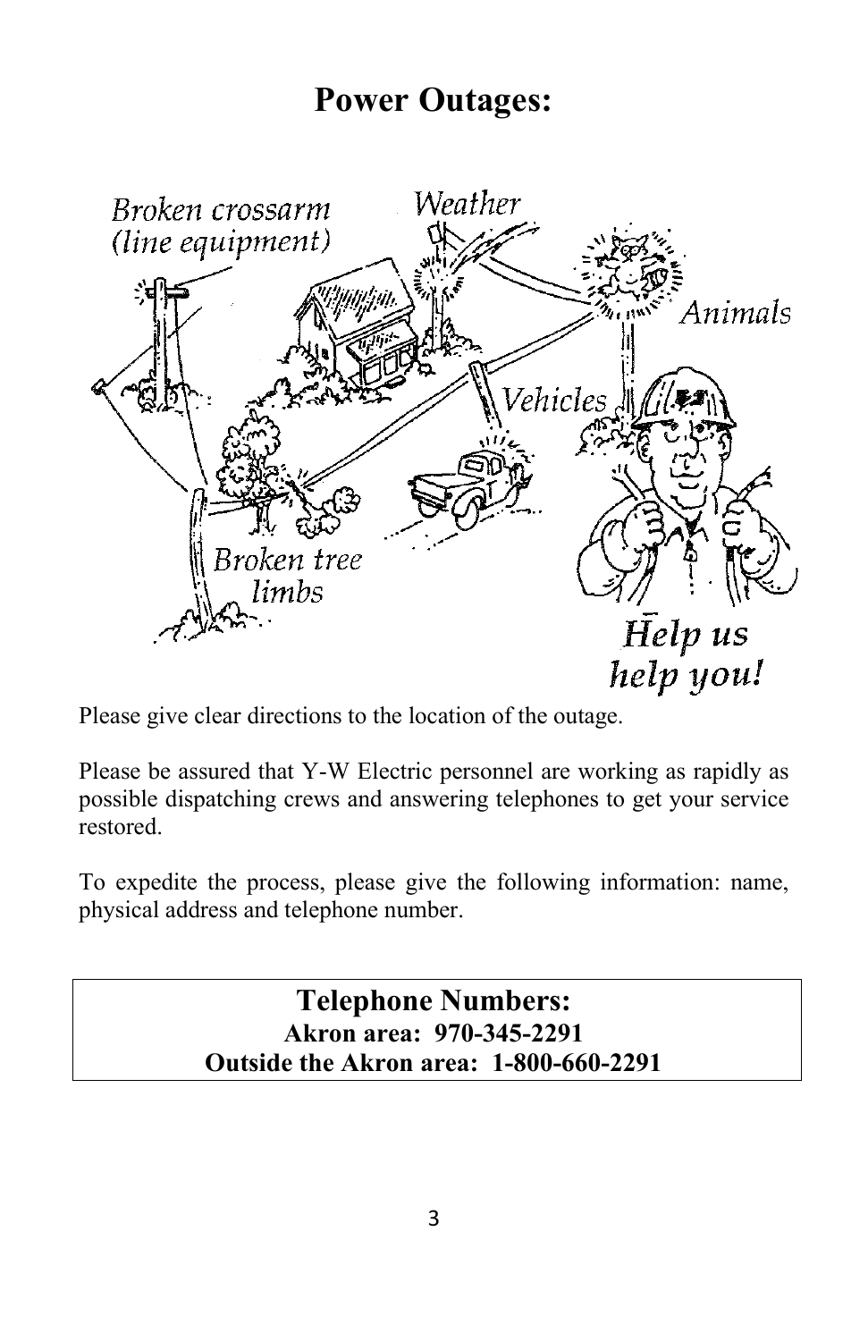# Power Outages:

Please give clear directions to the location of the outage.

Please be assured that Y-W Electric personnel are working as rapidly as possible dispatching crews and answering telephones to get your service restored.

To expedite the process, please give the following information: name, physical address and telephone number.

## Telephone Numbers:

**Akron area: 970-345-2291**

**Outside the Akron area: 1-800-660-2291**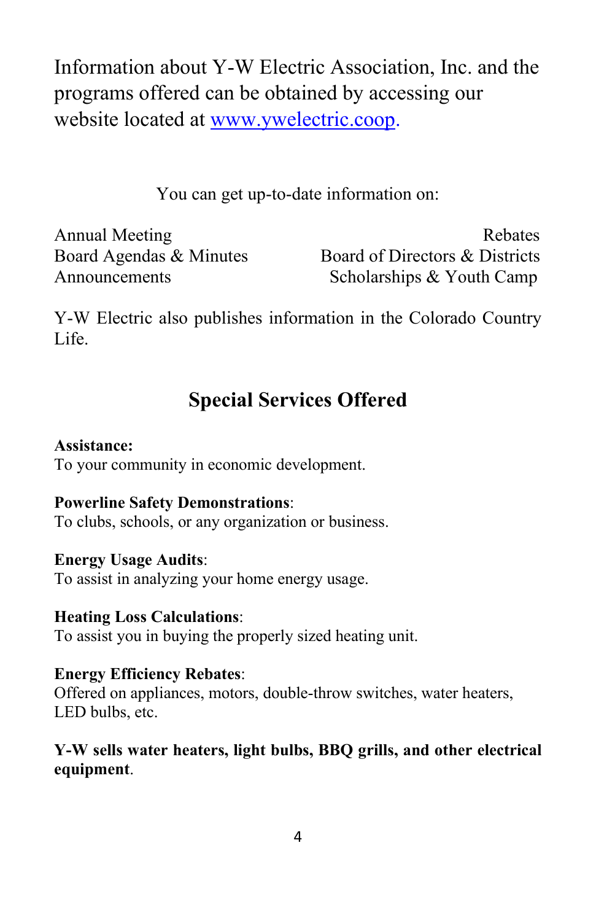Information about Y-W Electric Association, Inc. and the programs offered can be obtained by accessing our website located at [www.ywelectric.coop](http://www.ywelectric.coop).

You can get up-to-date information on:

- Annual Meeting
- Board Agendas & Minutes
- Announcements
- Rebates
- Board of Directors & Districts
- Scholarships & Youth Camp

Y-W Electric also publishes information in the Colorado Country Life.

## Special Services Offered

**Assistance:**
To your community in economic development.

**Powerline Safety Demonstrations**:
To clubs, schools, or any organization or business.

**Energy Usage Audits**:
To assist in analyzing your home energy usage.

**Heating Loss Calculations**:
To assist you in buying the properly sized heating unit.

**Energy Efficiency Rebates**:
Offered on appliances, motors, double-throw switches, water heaters, LED bulbs, etc.

**Y-W sells water heaters, light bulbs, BBQ grills, and other electrical equipment**.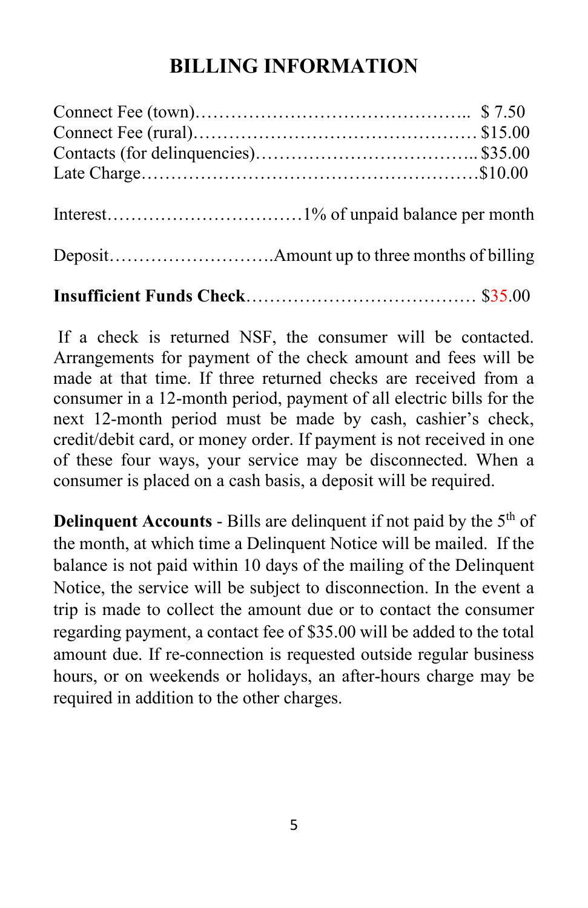# BILLING INFORMATION

Connect Fee (town)……………………………………….. $ 7.50
Connect Fee (rural)……………………………………… $15.00
Contacts (for delinquencies)……………………………... $35.00
Late Charge………………………………………………$10.00

Interest……………………………1% of unpaid balance per month

Deposit……………………….Amount up to three months of billing

**Insufficient Funds Check**………………………………… $35.00

If a check is returned NSF, the consumer will be contacted. Arrangements for payment of the check amount and fees will be made at that time. If three returned checks are received from a consumer in a 12-month period, payment of all electric bills for the next 12-month period must be made by cash, cashier's check, credit/debit card, or money order. If payment is not received in one of these four ways, your service may be disconnected. When a consumer is placed on a cash basis, a deposit will be required.

**Delinquent Accounts** - Bills are delinquent if not paid by the 5th of the month, at which time a Delinquent Notice will be mailed. If the balance is not paid within 10 days of the mailing of the Delinquent Notice, the service will be subject to disconnection. In the event a trip is made to collect the amount due or to contact the consumer regarding payment, a contact fee of $35.00 will be added to the total amount due. If re-connection is requested outside regular business hours, or on weekends or holidays, an after-hours charge may be required in addition to the other charges.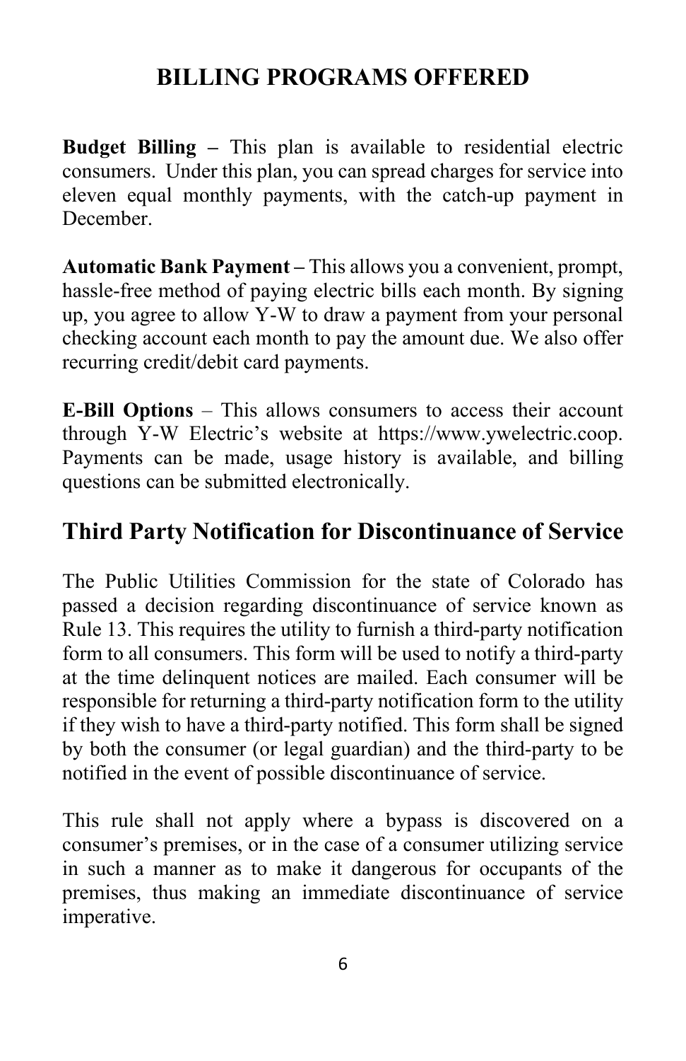## BILLING PROGRAMS OFFERED

**Budget Billing –** This plan is available to residential electric consumers. Under this plan, you can spread charges for service into eleven equal monthly payments, with the catch-up payment in December.

**Automatic Bank Payment –** This allows you a convenient, prompt, hassle-free method of paying electric bills each month. By signing up, you agree to allow Y-W to draw a payment from your personal checking account each month to pay the amount due. We also offer recurring credit/debit card payments.

**E-Bill Options** – This allows consumers to access their account through Y-W Electric's website at https://www.ywelectric.coop. Payments can be made, usage history is available, and billing questions can be submitted electronically.

## Third Party Notification for Discontinuance of Service

The Public Utilities Commission for the state of Colorado has passed a decision regarding discontinuance of service known as Rule 13. This requires the utility to furnish a third-party notification form to all consumers. This form will be used to notify a third-party at the time delinquent notices are mailed. Each consumer will be responsible for returning a third-party notification form to the utility if they wish to have a third-party notified. This form shall be signed by both the consumer (or legal guardian) and the third-party to be notified in the event of possible discontinuance of service.

This rule shall not apply where a bypass is discovered on a consumer's premises, or in the case of a consumer utilizing service in such a manner as to make it dangerous for occupants of the premises, thus making an immediate discontinuance of service imperative.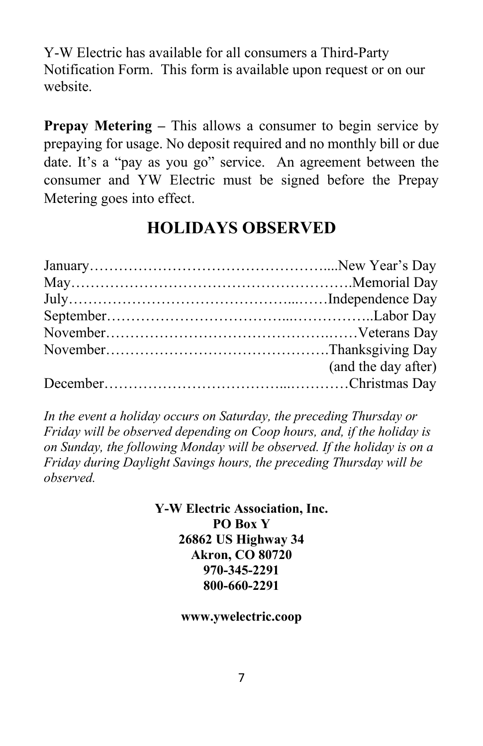Y-W Electric has available for all consumers a Third-Party Notification Form. This form is available upon request or on our website.

**Prepay Metering –** This allows a consumer to begin service by prepaying for usage. No deposit required and no monthly bill or due date. It's a "pay as you go" service. An agreement between the consumer and YW Electric must be signed before the Prepay Metering goes into effect.

## HOLIDAYS OBSERVED

January…………………………………………....New Year's Day
May……………………………………………….Memorial Day
July……………………………………...……Independence Day
September……………………………...……………..Labor Day
November…………………………………….……Veterans Day
November………………………………………Thanksgiving Day
(and the day after)
December……………………………...…………Christmas Day

*In the event a holiday occurs on Saturday, the preceding Thursday or Friday will be observed depending on Coop hours, and, if the holiday is on Sunday, the following Monday will be observed. If the holiday is on a Friday during Daylight Savings hours, the preceding Thursday will be observed.*

**Y-W Electric Association, Inc.**
**PO Box Y**
**26862 US Highway 34**
**Akron, CO 80720**
**970-345-2291**
**800-660-2291**

**www.ywelectric.coop**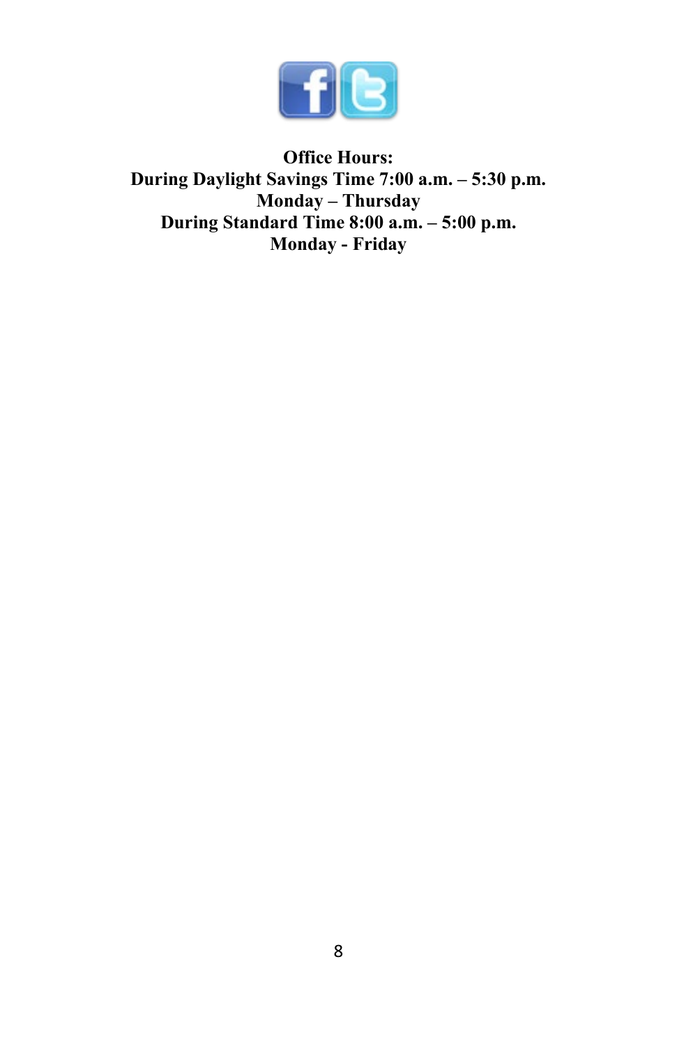**Office Hours:**
**During Daylight Savings Time 7:00 a.m. – 5:30 p.m.**
**Monday – Thursday**
**During Standard Time 8:00 a.m. – 5:00 p.m.**
**Monday - Friday**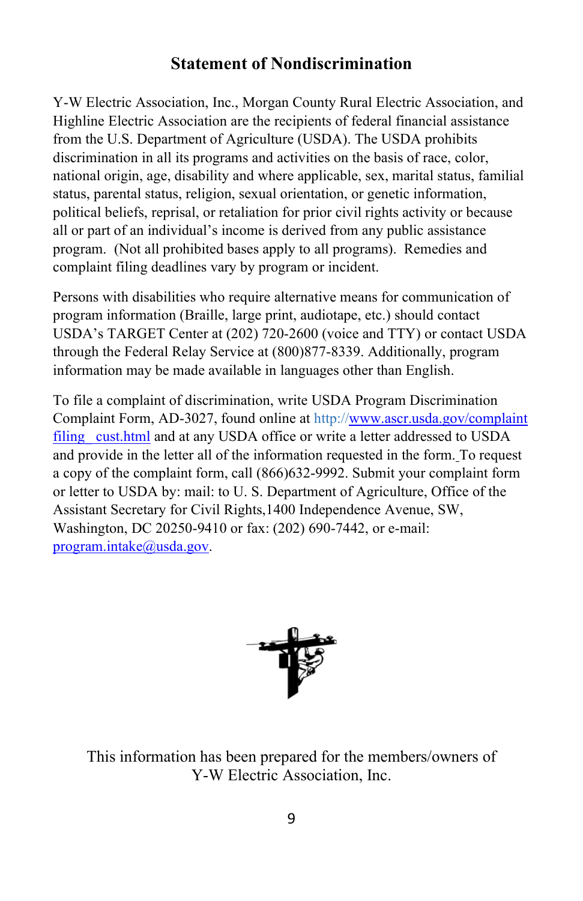## Statement of Nondiscrimination

Y-W Electric Association, Inc., Morgan County Rural Electric Association, and Highline Electric Association are the recipients of federal financial assistance from the U.S. Department of Agriculture (USDA). The USDA prohibits discrimination in all its programs and activities on the basis of race, color, national origin, age, disability and where applicable, sex, marital status, familial status, parental status, religion, sexual orientation, or genetic information, political beliefs, reprisal, or retaliation for prior civil rights activity or because all or part of an individual's income is derived from any public assistance program. (Not all prohibited bases apply to all programs). Remedies and complaint filing deadlines vary by program or incident.

Persons with disabilities who require alternative means for communication of program information (Braille, large print, audiotape, etc.) should contact USDA's TARGET Center at (202) 720-2600 (voice and TTY) or contact USDA through the Federal Relay Service at (800)877-8339. Additionally, program information may be made available in languages other than English.

To file a complaint of discrimination, write USDA Program Discrimination Complaint Form, AD-3027, found online at http://www.ascr.usda.gov/complaint filing_cust.html and at any USDA office or write a letter addressed to USDA and provide in the letter all of the information requested in the form. To request a copy of the complaint form, call (866)632-9992. Submit your complaint form or letter to USDA by: mail: to U. S. Department of Agriculture, Office of the Assistant Secretary for Civil Rights,1400 Independence Avenue, SW, Washington, DC 20250-9410 or fax: (202) 690-7442, or e-mail: program.intake@usda.gov.

This information has been prepared for the members/owners of Y-W Electric Association, Inc.